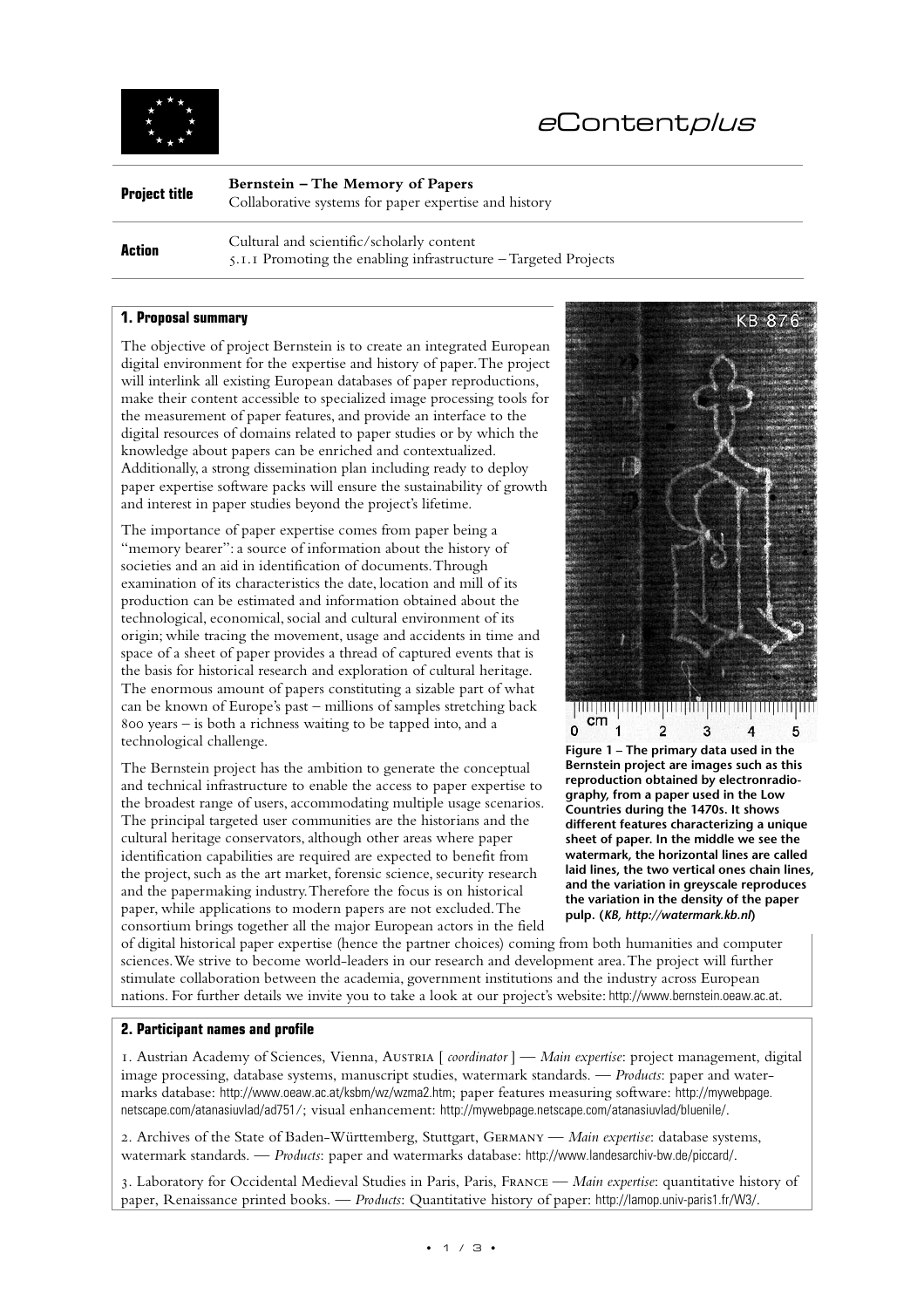eContentplus

| **Project title** | **Bernstein – The Memory of Papers**<br>Collaborative systems for paper expertise and history |
|---|---|
| **Action** | Cultural and scientific/scholarly content<br>5.1.1 Promoting the enabling infrastructure – Targeted Projects |

## 1. Proposal summary

The objective of project Bernstein is to create an integrated European digital environment for the expertise and history of paper. The project will interlink all existing European databases of paper reproductions, make their content accessible to specialized image processing tools for the measurement of paper features, and provide an interface to the digital resources of domains related to paper studies or by which the knowledge about papers can be enriched and contextualized. Additionally, a strong dissemination plan including ready to deploy paper expertise software packs will ensure the sustainability of growth and interest in paper studies beyond the project's lifetime.

The importance of paper expertise comes from paper being a "memory bearer": a source of information about the history of societies and an aid in identification of documents. Through examination of its characteristics the date, location and mill of its production can be estimated and information obtained about the technological, economical, social and cultural environment of its origin; while tracing the movement, usage and accidents in time and space of a sheet of paper provides a thread of captured events that is the basis for historical research and exploration of cultural heritage. The enormous amount of papers constituting a sizable part of what can be known of Europe's past – millions of samples stretching back 800 years – is both a richness waiting to be tapped into, and a technological challenge.

**Figure 1 – The primary data used in the Bernstein project are images such as this reproduction obtained by electronradiography, from a paper used in the Low Countries during the 1470s. It shows different features characterizing a unique sheet of paper. In the middle we see the watermark, the horizontal lines are called laid lines, the two vertical ones chain lines, and the variation in greyscale reproduces the variation in the density of the paper pulp. (*KB, http://watermark.kb.nl*)**

The Bernstein project has the ambition to generate the conceptual and technical infrastructure to enable the access to paper expertise to the broadest range of users, accommodating multiple usage scenarios. The principal targeted user communities are the historians and the cultural heritage conservators, although other areas where paper identification capabilities are required are expected to benefit from the project, such as the art market, forensic science, security research and the papermaking industry. Therefore the focus is on historical paper, while applications to modern papers are not excluded. The consortium brings together all the major European actors in the field of digital historical paper expertise (hence the partner choices) coming from both humanities and computer sciences. We strive to become world-leaders in our research and development area. The project will further stimulate collaboration between the academia, government institutions and the industry across European nations. For further details we invite you to take a look at our project's website: http://www.bernstein.oeaw.ac.at.

## 2. Participant names and profile

1. Austrian Academy of Sciences, Vienna, Austria [ *coordinator* ] — *Main expertise*: project management, digital image processing, database systems, manuscript studies, watermark standards. — *Products*: paper and watermarks database: http://www.oeaw.ac.at/ksbm/wz/wzma2.htm; paper features measuring software: http://mywebpage.netscape.com/atanasiuvlad/ad751/; visual enhancement: http://mywebpage.netscape.com/atanasiuvlad/bluenile/.

2. Archives of the State of Baden-Württemberg, Stuttgart, Germany — *Main expertise*: database systems, watermark standards. — *Products*: paper and watermarks database: http://www.landesarchiv-bw.de/piccard/.

3. Laboratory for Occidental Medieval Studies in Paris, Paris, France — *Main expertise*: quantitative history of paper, Renaissance printed books. — *Products*: Quantitative history of paper: http://lamop.univ-paris1.fr/W3/.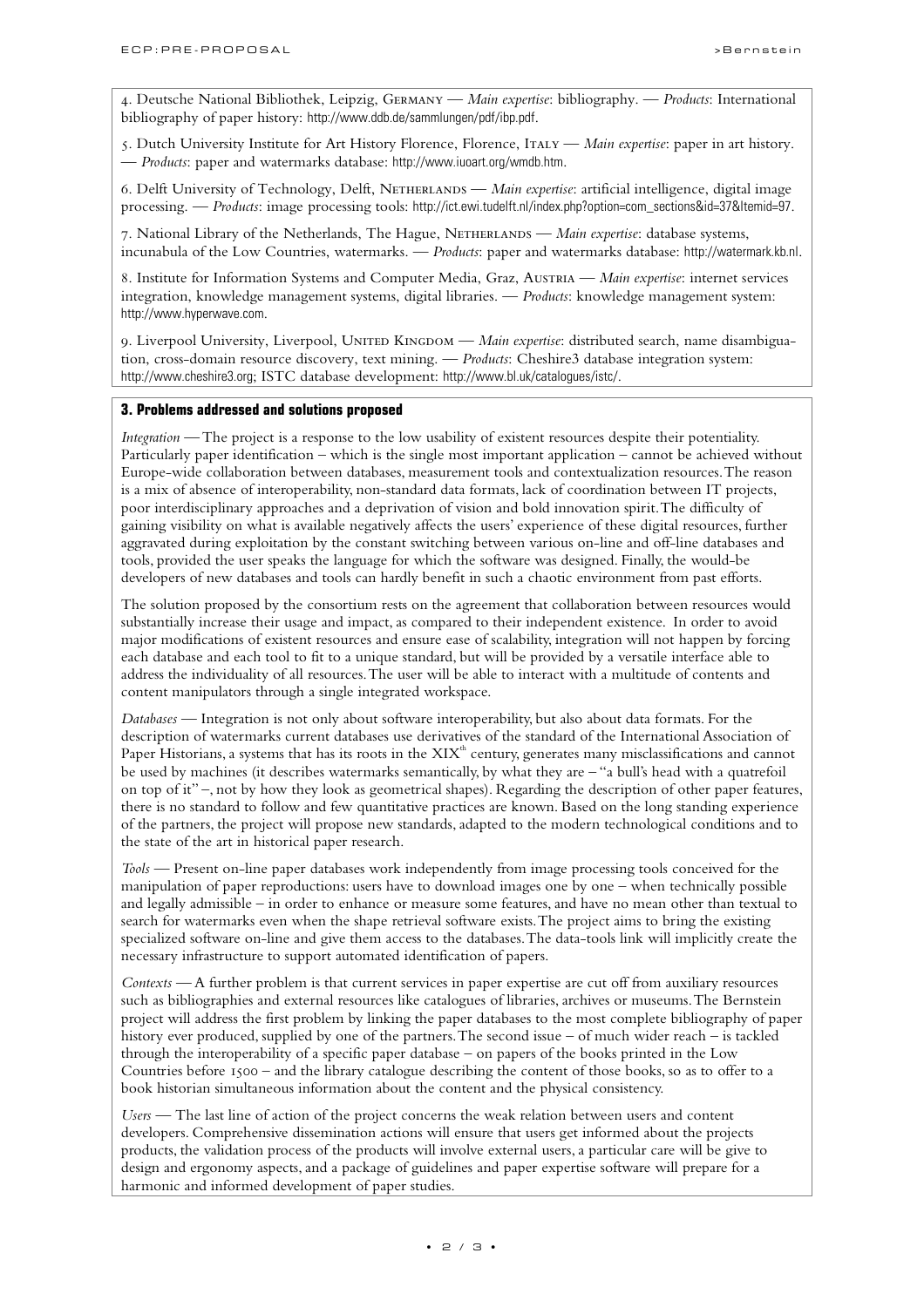4. Deutsche National Bibliothek, Leipzig, Germany — *Main expertise*: bibliography. — *Products*: International bibliography of paper history: http://www.ddb.de/sammlungen/pdf/ibp.pdf.

5. Dutch University Institute for Art History Florence, Florence, Italy — *Main expertise*: paper in art history. — *Products*: paper and watermarks database: http://www.iuoart.org/wmdb.htm.

6. Delft University of Technology, Delft, Netherlands — *Main expertise*: artificial intelligence, digital image processing. — *Products*: image processing tools: http://ict.ewi.tudelft.nl/index.php?option=com_sections&id=37&Itemid=97.

7. National Library of the Netherlands, The Hague, Netherlands — *Main expertise*: database systems, incunabula of the Low Countries, watermarks. — *Products*: paper and watermarks database: http://watermark.kb.nl.

8. Institute for Information Systems and Computer Media, Graz, Austria — *Main expertise*: internet services integration, knowledge management systems, digital libraries. — *Products*: knowledge management system: http://www.hyperwave.com.

9. Liverpool University, Liverpool, United Kingdom — *Main expertise*: distributed search, name disambiguation, cross-domain resource discovery, text mining. — *Products*: Cheshire3 database integration system: http://www.cheshire3.org; ISTC database development: http://www.bl.uk/catalogues/istc/.

### 3. Problems addressed and solutions proposed

*Integration* — The project is a response to the low usability of existent resources despite their potentiality. Particularly paper identification – which is the single most important application – cannot be achieved without Europe-wide collaboration between databases, measurement tools and contextualization resources. The reason is a mix of absence of interoperability, non-standard data formats, lack of coordination between IT projects, poor interdisciplinary approaches and a deprivation of vision and bold innovation spirit. The difficulty of gaining visibility on what is available negatively affects the users' experience of these digital resources, further aggravated during exploitation by the constant switching between various on-line and off-line databases and tools, provided the user speaks the language for which the software was designed. Finally, the would-be developers of new databases and tools can hardly benefit in such a chaotic environment from past efforts.

The solution proposed by the consortium rests on the agreement that collaboration between resources would substantially increase their usage and impact, as compared to their independent existence. In order to avoid major modifications of existent resources and ensure ease of scalability, integration will not happen by forcing each database and each tool to fit to a unique standard, but will be provided by a versatile interface able to address the individuality of all resources. The user will be able to interact with a multitude of contents and content manipulators through a single integrated workspace.

*Databases* — Integration is not only about software interoperability, but also about data formats. For the description of watermarks current databases use derivatives of the standard of the International Association of Paper Historians, a systems that has its roots in the XIX[th] century, generates many misclassifications and cannot be used by machines (it describes watermarks semantically, by what they are – "a bull's head with a quatrefoil on top of it" –, not by how they look as geometrical shapes). Regarding the description of other paper features, there is no standard to follow and few quantitative practices are known. Based on the long standing experience of the partners, the project will propose new standards, adapted to the modern technological conditions and to the state of the art in historical paper research.

*Tools* — Present on-line paper databases work independently from image processing tools conceived for the manipulation of paper reproductions: users have to download images one by one – when technically possible and legally admissible – in order to enhance or measure some features, and have no mean other than textual to search for watermarks even when the shape retrieval software exists. The project aims to bring the existing specialized software on-line and give them access to the databases. The data-tools link will implicitly create the necessary infrastructure to support automated identification of papers.

*Contexts* — A further problem is that current services in paper expertise are cut off from auxiliary resources such as bibliographies and external resources like catalogues of libraries, archives or museums. The Bernstein project will address the first problem by linking the paper databases to the most complete bibliography of paper history ever produced, supplied by one of the partners. The second issue – of much wider reach – is tackled through the interoperability of a specific paper database – on papers of the books printed in the Low Countries before 1500 – and the library catalogue describing the content of those books, so as to offer to a book historian simultaneous information about the content and the physical consistency.

*Users* — The last line of action of the project concerns the weak relation between users and content developers. Comprehensive dissemination actions will ensure that users get informed about the projects products, the validation process of the products will involve external users, a particular care will be give to design and ergonomy aspects, and a package of guidelines and paper expertise software will prepare for a harmonic and informed development of paper studies.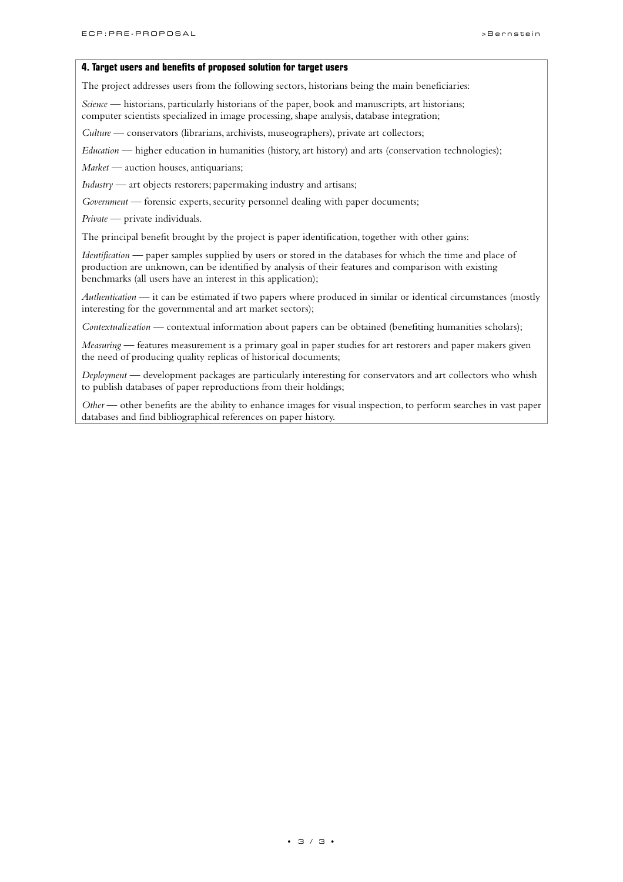#### 4. Target users and benefits of proposed solution for target users

The project addresses users from the following sectors, historians being the main beneficiaries:

*Science* — historians, particularly historians of the paper, book and manuscripts, art historians; computer scientists specialized in image processing, shape analysis, database integration;

*Culture* — conservators (librarians, archivists, museographers), private art collectors;

*Education* — higher education in humanities (history, art history) and arts (conservation technologies);

*Market* — auction houses, antiquarians;

*Industry* — art objects restorers; papermaking industry and artisans;

*Government* — forensic experts, security personnel dealing with paper documents;

*Private* — private individuals.

The principal benefit brought by the project is paper identification, together with other gains:

*Identification* — paper samples supplied by users or stored in the databases for which the time and place of production are unknown, can be identified by analysis of their features and comparison with existing benchmarks (all users have an interest in this application);

*Authentication* — it can be estimated if two papers where produced in similar or identical circumstances (mostly interesting for the governmental and art market sectors);

*Contextualization* — contextual information about papers can be obtained (benefiting humanities scholars);

*Measuring* — features measurement is a primary goal in paper studies for art restorers and paper makers given the need of producing quality replicas of historical documents;

*Deployment* — development packages are particularly interesting for conservators and art collectors who whish to publish databases of paper reproductions from their holdings;

*Other* — other benefits are the ability to enhance images for visual inspection, to perform searches in vast paper databases and find bibliographical references on paper history.